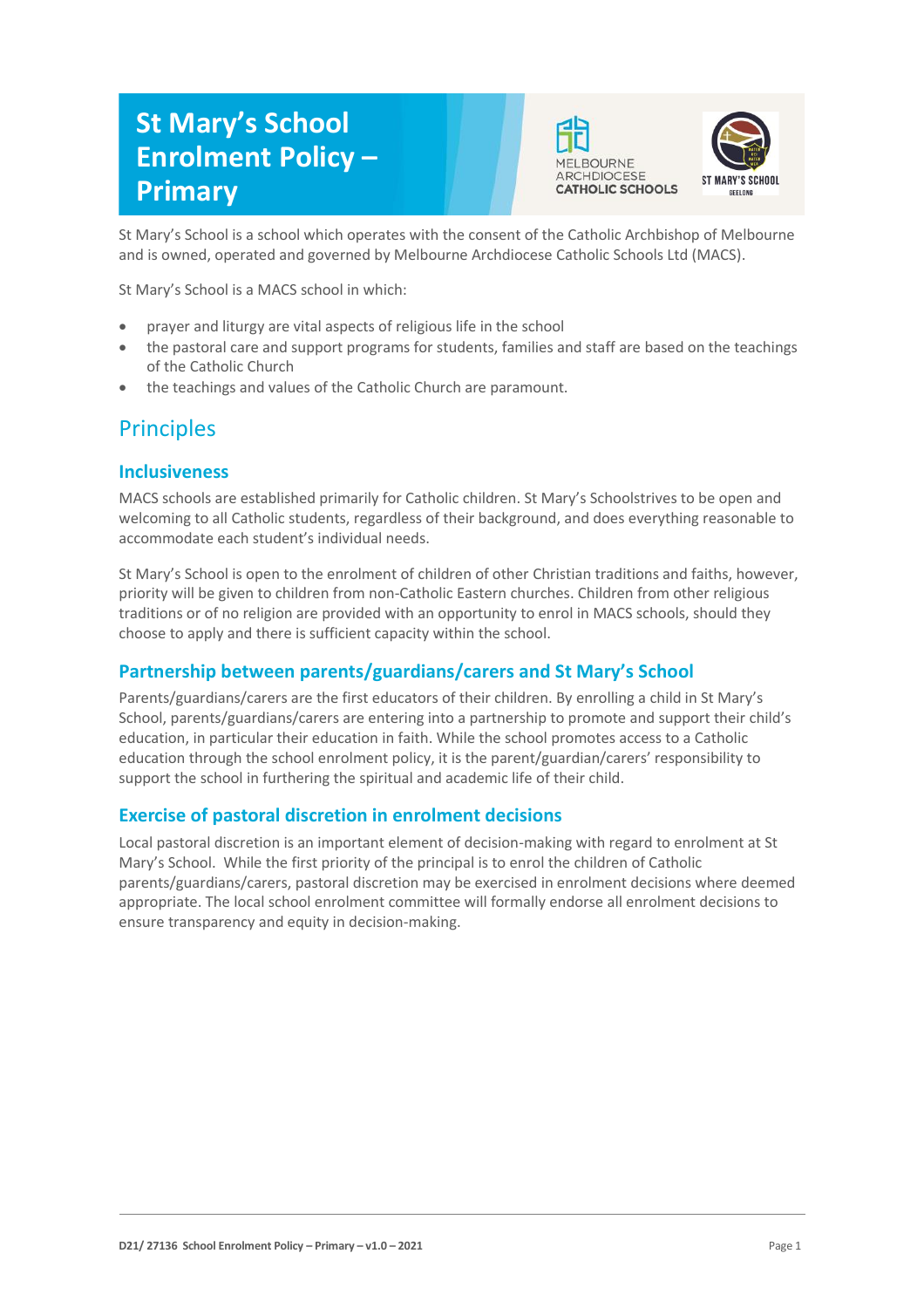# St Mary's School Enrolment Policy – Primary

St Mary's School is a school which operates with the consent of the Catholic Archbishop of Melbourne and is owned, operated and governed by Melbourne Archdiocese Catholic Schools Ltd (MACS).

St Mary's School is a MACS school in which:

- prayer and liturgy are vital aspects of religious life in the school
- the pastoral care and support programs for students, families and staff are based on the teachings of the Catholic Church
- the teachings and values of the Catholic Church are paramount.

## Principles

### Inclusiveness

MACS schools are established primarily for Catholic children. St Mary's Schoolstrives to be open and welcoming to all Catholic students, regardless of their background, and does everything reasonable to accommodate each student's individual needs.

St Mary's School is open to the enrolment of children of other Christian traditions and faiths, however, priority will be given to children from non-Catholic Eastern churches. Children from other religious traditions or of no religion are provided with an opportunity to enrol in MACS schools, should they choose to apply and there is sufficient capacity within the school.

### Partnership between parents/guardians/carers and St Mary's School

Parents/guardians/carers are the first educators of their children. By enrolling a child in St Mary's School, parents/guardians/carers are entering into a partnership to promote and support their child's education, in particular their education in faith. While the school promotes access to a Catholic education through the school enrolment policy, it is the parent/guardian/carers' responsibility to support the school in furthering the spiritual and academic life of their child.

### Exercise of pastoral discretion in enrolment decisions

Local pastoral discretion is an important element of decision-making with regard to enrolment at St Mary's School. While the first priority of the principal is to enrol the children of Catholic parents/guardians/carers, pastoral discretion may be exercised in enrolment decisions where deemed appropriate. The local school enrolment committee will formally endorse all enrolment decisions to ensure transparency and equity in decision-making.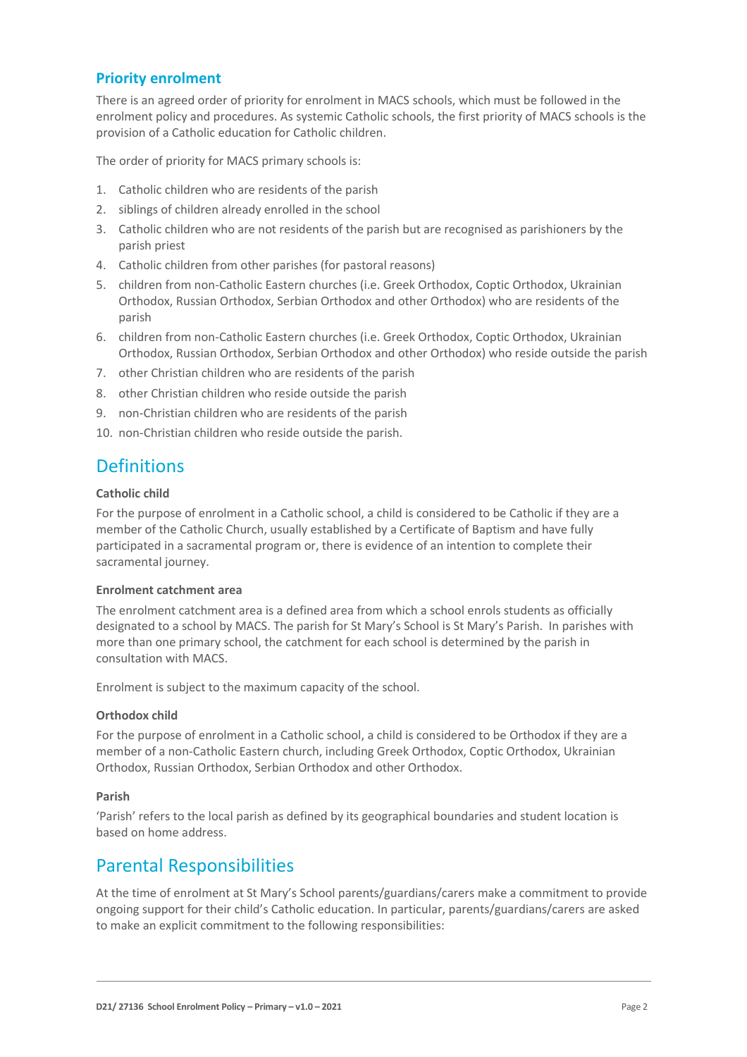### Priority enrolment

There is an agreed order of priority for enrolment in MACS schools, which must be followed in the enrolment policy and procedures. As systemic Catholic schools, the first priority of MACS schools is the provision of a Catholic education for Catholic children.

The order of priority for MACS primary schools is:

1. Catholic children who are residents of the parish
2. siblings of children already enrolled in the school
3. Catholic children who are not residents of the parish but are recognised as parishioners by the parish priest
4. Catholic children from other parishes (for pastoral reasons)
5. children from non-Catholic Eastern churches (i.e. Greek Orthodox, Coptic Orthodox, Ukrainian Orthodox, Russian Orthodox, Serbian Orthodox and other Orthodox) who are residents of the parish
6. children from non-Catholic Eastern churches (i.e. Greek Orthodox, Coptic Orthodox, Ukrainian Orthodox, Russian Orthodox, Serbian Orthodox and other Orthodox) who reside outside the parish
7. other Christian children who are residents of the parish
8. other Christian children who reside outside the parish
9. non-Christian children who are residents of the parish
10. non-Christian children who reside outside the parish.

## Definitions

#### Catholic child

For the purpose of enrolment in a Catholic school, a child is considered to be Catholic if they are a member of the Catholic Church, usually established by a Certificate of Baptism and have fully participated in a sacramental program or, there is evidence of an intention to complete their sacramental journey.

#### Enrolment catchment area

The enrolment catchment area is a defined area from which a school enrols students as officially designated to a school by MACS. The parish for St Mary's School is St Mary's Parish. In parishes with more than one primary school, the catchment for each school is determined by the parish in consultation with MACS.

Enrolment is subject to the maximum capacity of the school.

#### Orthodox child

For the purpose of enrolment in a Catholic school, a child is considered to be Orthodox if they are a member of a non-Catholic Eastern church, including Greek Orthodox, Coptic Orthodox, Ukrainian Orthodox, Russian Orthodox, Serbian Orthodox and other Orthodox.

#### Parish

'Parish' refers to the local parish as defined by its geographical boundaries and student location is based on home address.

## Parental Responsibilities

At the time of enrolment at St Mary's School parents/guardians/carers make a commitment to provide ongoing support for their child's Catholic education. In particular, parents/guardians/carers are asked to make an explicit commitment to the following responsibilities: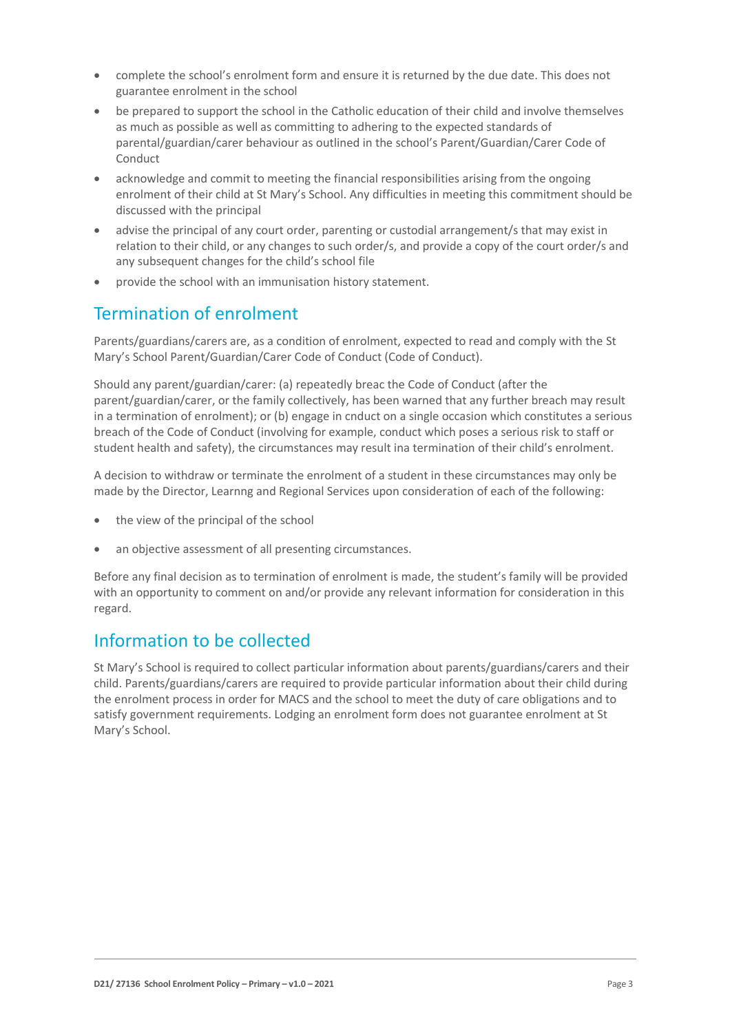- complete the school's enrolment form and ensure it is returned by the due date. This does not guarantee enrolment in the school
- be prepared to support the school in the Catholic education of their child and involve themselves as much as possible as well as committing to adhering to the expected standards of parental/guardian/carer behaviour as outlined in the school's Parent/Guardian/Carer Code of Conduct
- acknowledge and commit to meeting the financial responsibilities arising from the ongoing enrolment of their child at St Mary's School. Any difficulties in meeting this commitment should be discussed with the principal
- advise the principal of any court order, parenting or custodial arrangement/s that may exist in relation to their child, or any changes to such order/s, and provide a copy of the court order/s and any subsequent changes for the child's school file
- provide the school with an immunisation history statement.

## Termination of enrolment

Parents/guardians/carers are, as a condition of enrolment, expected to read and comply with the St Mary's School Parent/Guardian/Carer Code of Conduct (Code of Conduct).

Should any parent/guardian/carer: (a) repeatedly breac the Code of Conduct (after the parent/guardian/carer, or the family collectively, has been warned that any further breach may result in a termination of enrolment); or (b) engage in cnduct on a single occasion which constitutes a serious breach of the Code of Conduct (involving for example, conduct which poses a serious risk to staff or student health and safety), the circumstances may result ina termination of their child's enrolment.

A decision to withdraw or terminate the enrolment of a student in these circumstances may only be made by the Director, Learnng and Regional Services upon consideration of each of the following:

- the view of the principal of the school
- an objective assessment of all presenting circumstances.

Before any final decision as to termination of enrolment is made, the student's family will be provided with an opportunity to comment on and/or provide any relevant information for consideration in this regard.

## Information to be collected

St Mary's School is required to collect particular information about parents/guardians/carers and their child. Parents/guardians/carers are required to provide particular information about their child during the enrolment process in order for MACS and the school to meet the duty of care obligations and to satisfy government requirements. Lodging an enrolment form does not guarantee enrolment at St Mary's School.